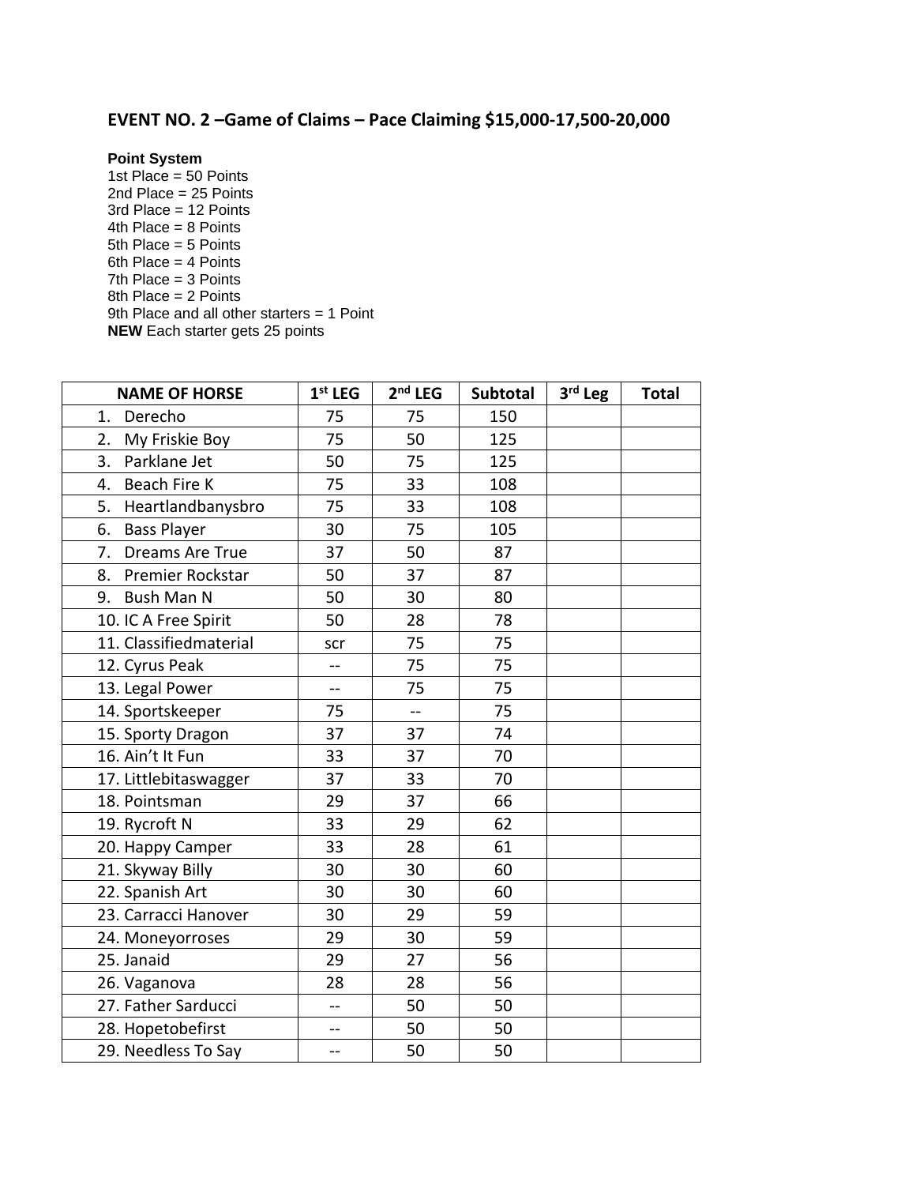## EVENT NO. 2 –Game of Claims – Pace Claiming $15,000-17,500-20,000

**Point System**
1st Place = 50 Points
2nd Place = 25 Points
3rd Place = 12 Points
4th Place = 8 Points
5th Place = 5 Points
6th Place = 4 Points
7th Place = 3 Points
8th Place = 2 Points
9th Place and all other starters = 1 Point
**NEW** Each starter gets 25 points

| NAME OF HORSE | 1st LEG | 2nd LEG | Subtotal | 3rd Leg | Total |
|---|---|---|---|---|---|
| 1. Derecho | 75 | 75 | 150 | | |
| 2. My Friskie Boy | 75 | 50 | 125 | | |
| 3. Parklane Jet | 50 | 75 | 125 | | |
| 4. Beach Fire K | 75 | 33 | 108 | | |
| 5. Heartlandbanysbro | 75 | 33 | 108 | | |
| 6. Bass Player | 30 | 75 | 105 | | |
| 7. Dreams Are True | 37 | 50 | 87 | | |
| 8. Premier Rockstar | 50 | 37 | 87 | | |
| 9. Bush Man N | 50 | 30 | 80 | | |
| 10. IC A Free Spirit | 50 | 28 | 78 | | |
| 11. Classifiedmaterial | scr | 75 | 75 | | |
| 12. Cyrus Peak | -- | 75 | 75 | | |
| 13. Legal Power | -- | 75 | 75 | | |
| 14. Sportskeeper | 75 | -- | 75 | | |
| 15. Sporty Dragon | 37 | 37 | 74 | | |
| 16. Ain't It Fun | 33 | 37 | 70 | | |
| 17. Littlebitaswagger | 37 | 33 | 70 | | |
| 18. Pointsman | 29 | 37 | 66 | | |
| 19. Rycroft N | 33 | 29 | 62 | | |
| 20. Happy Camper | 33 | 28 | 61 | | |
| 21. Skyway Billy | 30 | 30 | 60 | | |
| 22. Spanish Art | 30 | 30 | 60 | | |
| 23. Carracci Hanover | 30 | 29 | 59 | | |
| 24. Moneyorroses | 29 | 30 | 59 | | |
| 25. Janaid | 29 | 27 | 56 | | |
| 26. Vaganova | 28 | 28 | 56 | | |
| 27. Father Sarducci | -- | 50 | 50 | | |
| 28. Hopetobefirst | -- | 50 | 50 | | |
| 29. Needless To Say | -- | 50 | 50 | | |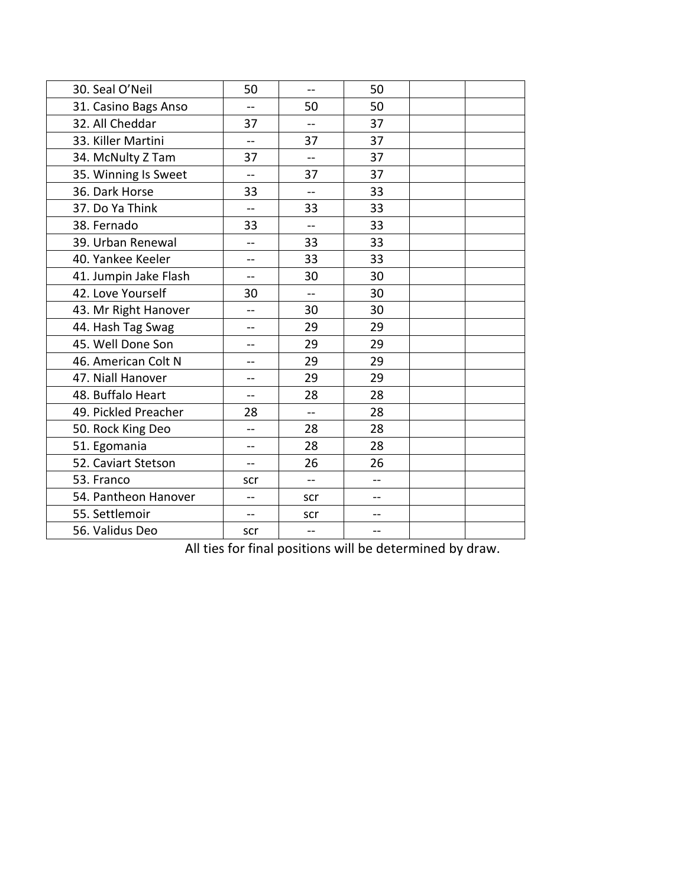| | | | | | |
|---|---|---|---|---|---|
| 30. Seal O'Neil | 50 | -- | 50 | | |
| 31. Casino Bags Anso | -- | 50 | 50 | | |
| 32. All Cheddar | 37 | -- | 37 | | |
| 33. Killer Martini | -- | 37 | 37 | | |
| 34. McNulty Z Tam | 37 | -- | 37 | | |
| 35. Winning Is Sweet | -- | 37 | 37 | | |
| 36. Dark Horse | 33 | -- | 33 | | |
| 37. Do Ya Think | -- | 33 | 33 | | |
| 38. Fernado | 33 | -- | 33 | | |
| 39. Urban Renewal | -- | 33 | 33 | | |
| 40. Yankee Keeler | -- | 33 | 33 | | |
| 41. Jumpin Jake Flash | -- | 30 | 30 | | |
| 42. Love Yourself | 30 | -- | 30 | | |
| 43. Mr Right Hanover | -- | 30 | 30 | | |
| 44. Hash Tag Swag | -- | 29 | 29 | | |
| 45. Well Done Son | -- | 29 | 29 | | |
| 46. American Colt N | -- | 29 | 29 | | |
| 47. Niall Hanover | -- | 29 | 29 | | |
| 48. Buffalo Heart | -- | 28 | 28 | | |
| 49. Pickled Preacher | 28 | -- | 28 | | |
| 50. Rock King Deo | -- | 28 | 28 | | |
| 51. Egomania | -- | 28 | 28 | | |
| 52. Caviart Stetson | -- | 26 | 26 | | |
| 53. Franco | scr | -- | -- | | |
| 54. Pantheon Hanover | -- | scr | -- | | |
| 55. Settlemoir | -- | scr | -- | | |
| 56. Validus Deo | scr | -- | -- | | |

All ties for final positions will be determined by draw.